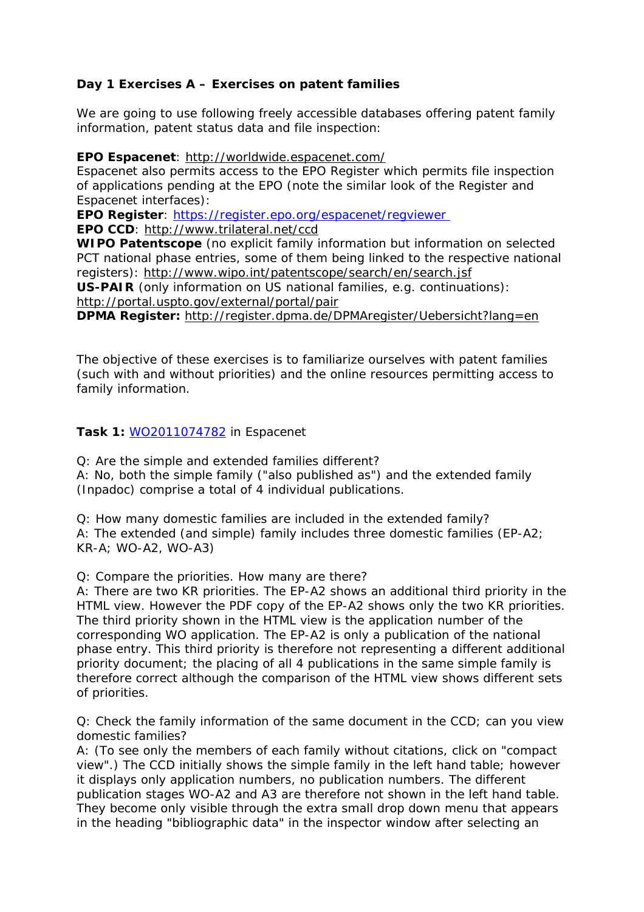**Day 1 Exercises A – Exercises on patent families**

We are going to use following freely accessible databases offering patent family information, patent status data and file inspection:

**EPO Espacenet**: http://worldwide.espacenet.com/
Espacenet also permits access to the EPO Register which permits file inspection of applications pending at the EPO (note the similar look of the Register and Espacenet interfaces):
**EPO Register**: https://register.epo.org/espacenet/regviewer
**EPO CCD**: http://www.trilateral.net/ccd
**WIPO Patentscope** (no explicit family information but information on selected PCT national phase entries, some of them being linked to the respective national registers): http://www.wipo.int/patentscope/search/en/search.jsf
**US-PAIR** (only information on US national families, e.g. continuations): http://portal.uspto.gov/external/portal/pair
**DPMA Register:** http://register.dpma.de/DPMAregister/Uebersicht?lang=en

The objective of these exercises is to familiarize ourselves with patent families (such with and without priorities) and the online resources permitting access to family information.

**Task 1:** WO2011074782 in Espacenet

Q: Are the simple and extended families different?
A: No, both the simple family ("also published as") and the extended family (Inpadoc) comprise a total of 4 individual publications.

Q: How many domestic families are included in the extended family?
A: The extended (and simple) family includes three domestic families (EP-A2; KR-A; WO-A2, WO-A3)

Q: Compare the priorities. How many are there?
A: There are two KR priorities. The EP-A2 shows an additional third priority in the HTML view. However the PDF copy of the EP-A2 shows only the two KR priorities. The third priority shown in the HTML view is the application number of the corresponding WO application. The EP-A2 is only a publication of the national phase entry. This third priority is therefore not representing a different additional priority document; the placing of all 4 publications in the same simple family is therefore correct although the comparison of the HTML view shows different sets of priorities.

Q: Check the family information of the same document in the CCD; can you view domestic families?
A: (To see only the members of each family without citations, click on "compact view".) The CCD initially shows the simple family in the left hand table; however it displays only application numbers, no publication numbers. The different publication stages WO-A2 and A3 are therefore not shown in the left hand table. They become only visible through the extra small drop down menu that appears in the heading "bibliographic data" in the inspector window after selecting an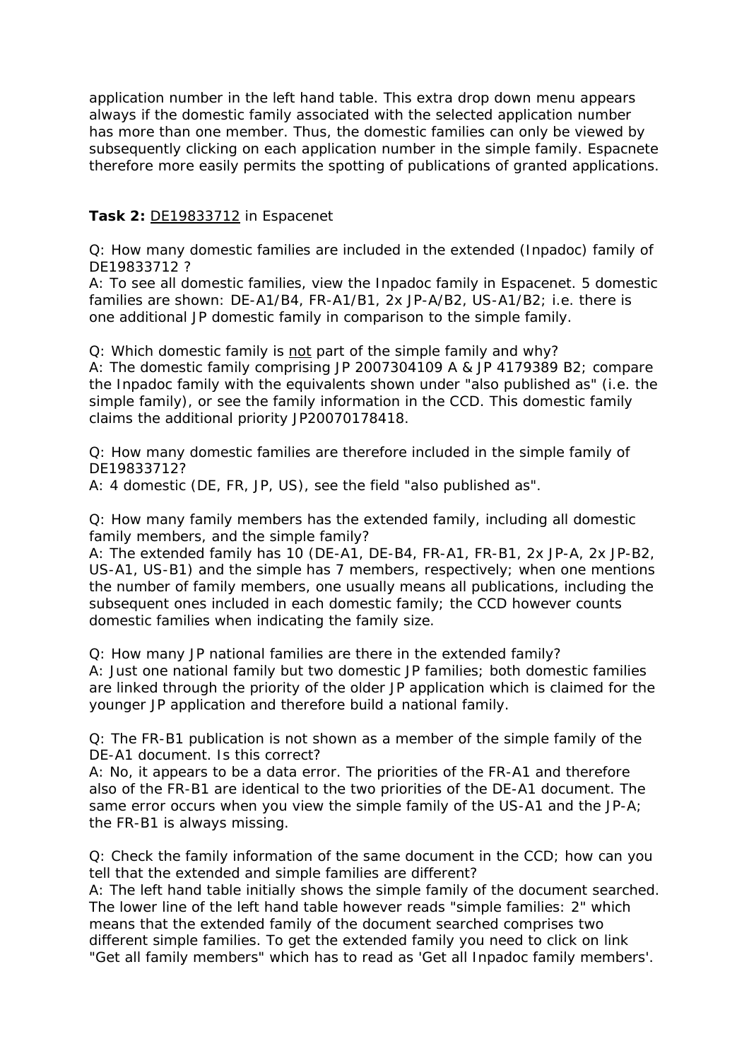application number in the left hand table. This extra drop down menu appears always if the domestic family associated with the selected application number has more than one member. Thus, the domestic families can only be viewed by subsequently clicking on each application number in the simple family. Espacnete therefore more easily permits the spotting of publications of granted applications.

**Task 2:** DE19833712 in Espacenet

Q: How many domestic families are included in the extended (Inpadoc) family of DE19833712 ?
A: To see all domestic families, view the Inpadoc family in Espacenet. 5 domestic families are shown: DE-A1/B4, FR-A1/B1, 2x JP-A/B2, US-A1/B2; i.e. there is one additional JP domestic family in comparison to the simple family.

Q: Which domestic family is not part of the simple family and why?
A: The domestic family comprising JP 2007304109 A & JP 4179389 B2; compare the Inpadoc family with the equivalents shown under "also published as" (i.e. the simple family), or see the family information in the CCD. This domestic family claims the additional priority JP20070178418.

Q: How many domestic families are therefore included in the simple family of DE19833712?
A: 4 domestic (DE, FR, JP, US), see the field "also published as".

Q: How many family members has the extended family, including all domestic family members, and the simple family?
A: The extended family has 10 (DE-A1, DE-B4, FR-A1, FR-B1, 2x JP-A, 2x JP-B2, US-A1, US-B1) and the simple has 7 members, respectively; when one mentions the number of family members, one usually means all publications, including the subsequent ones included in each domestic family; the CCD however counts domestic families when indicating the family size.

Q: How many JP national families are there in the extended family?
A: Just one national family but two domestic JP families; both domestic families are linked through the priority of the older JP application which is claimed for the younger JP application and therefore build a national family.

Q: The FR-B1 publication is not shown as a member of the simple family of the DE-A1 document. Is this correct?
A: No, it appears to be a data error. The priorities of the FR-A1 and therefore also of the FR-B1 are identical to the two priorities of the DE-A1 document. The same error occurs when you view the simple family of the US-A1 and the JP-A; the FR-B1 is always missing.

Q: Check the family information of the same document in the CCD; how can you tell that the extended and simple families are different?
A: The left hand table initially shows the simple family of the document searched. The lower line of the left hand table however reads "simple families: 2" which means that the extended family of the document searched comprises two different simple families. To get the extended family you need to click on link "Get all family members" which has to read as 'Get all Inpadoc family members'.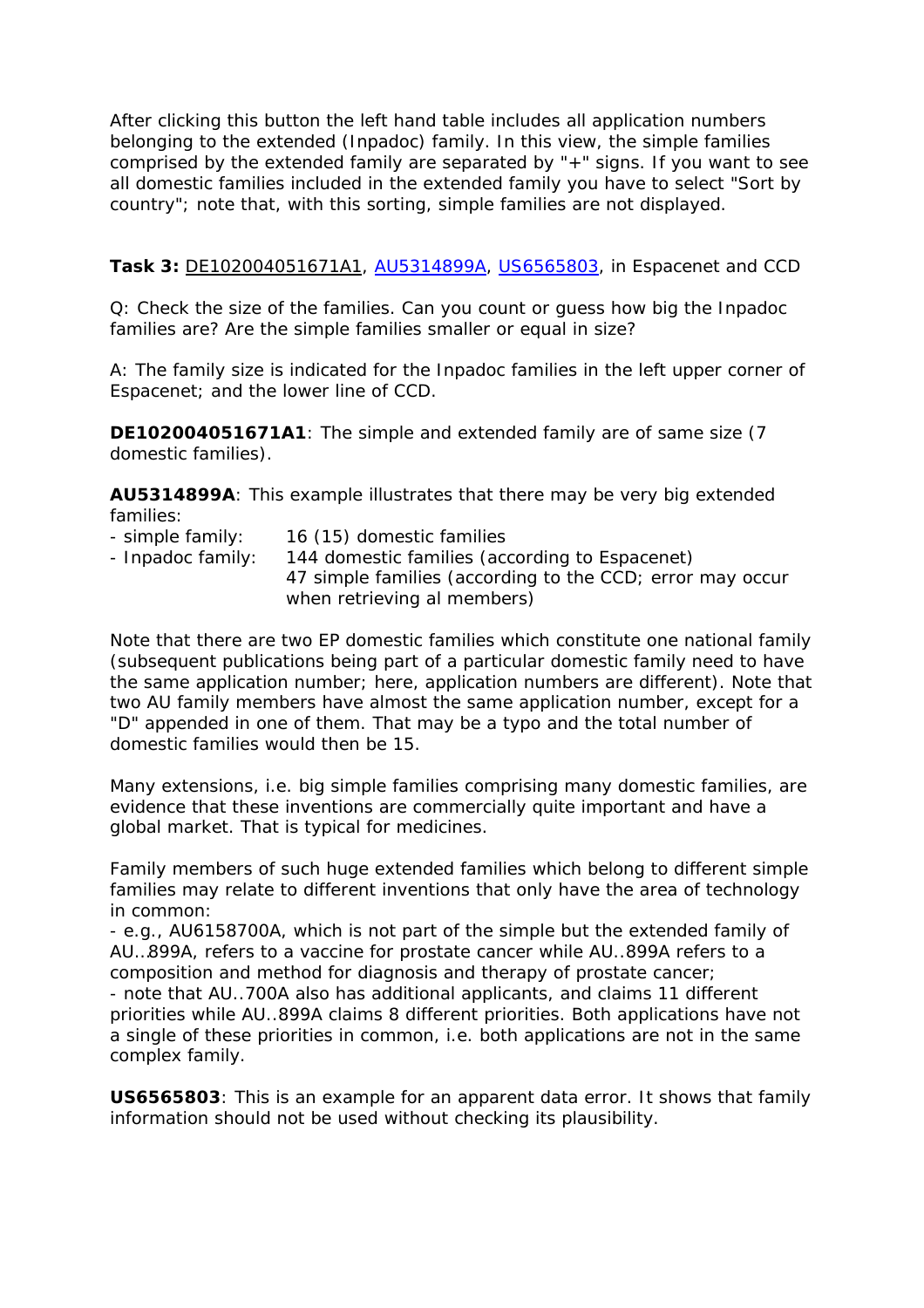After clicking this button the left hand table includes all application numbers belonging to the extended (Inpadoc) family. In this view, the simple families comprised by the extended family are separated by "+" signs. If you want to see all domestic families included in the extended family you have to select "Sort by country"; note that, with this sorting, simple families are not displayed.

**Task 3:** DE102004051671A1, AU5314899A, US6565803, in Espacenet and CCD

Q: Check the size of the families. Can you count or guess how big the Inpadoc families are? Are the simple families smaller or equal in size?

A: The family size is indicated for the Inpadoc families in the left upper corner of Espacenet; and the lower line of CCD.

**DE102004051671A1**: The simple and extended family are of same size (7 domestic families).

**AU5314899A**: This example illustrates that there may be very big extended families:

- simple family: 16 (15) domestic families
- Inpadoc family: 144 domestic families (according to Espacenet)  
  47 simple families (according to the CCD; error may occur when retrieving al members)

Note that there are two EP domestic families which constitute one national family (subsequent publications being part of a particular domestic family need to have the same application number; here, application numbers are different). Note that two AU family members have almost the same application number, except for a "D" appended in one of them. That may be a typo and the total number of domestic families would then be 15.

Many extensions, i.e. big simple families comprising many domestic families, are evidence that these inventions are commercially quite important and have a global market. That is typical for medicines.

Family members of such huge extended families which belong to different simple families may relate to different inventions that only have the area of technology in common:

- e.g., AU6158700A, which is not part of the simple but the extended family of AU..899A, refers to a vaccine for prostate cancer while AU..899A refers to a composition and method for diagnosis and therapy of prostate cancer;
- note that AU..700A also has additional applicants, and claims 11 different priorities while AU..899A claims 8 different priorities. Both applications have not a single of these priorities in common, i.e. both applications are not in the same complex family.

**US6565803**: This is an example for an apparent data error. It shows that family information should not be used without checking its plausibility.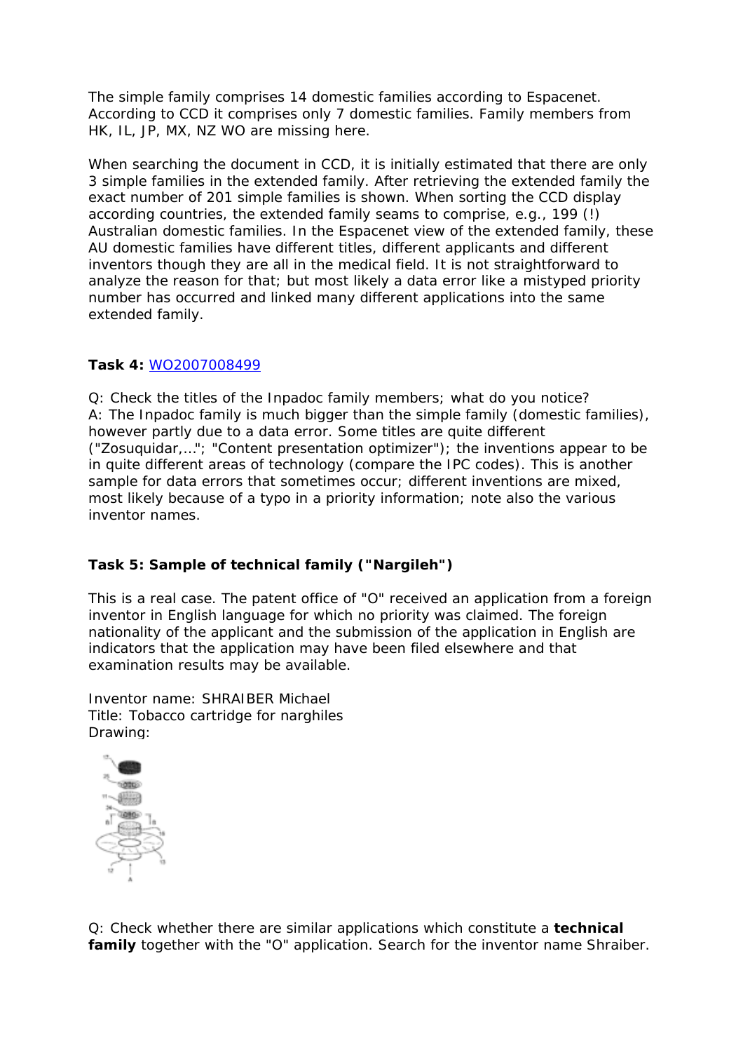The simple family comprises 14 domestic families according to Espacenet. According to CCD it comprises only 7 domestic families. Family members from HK, IL, JP, MX, NZ WO are missing here.

When searching the document in CCD, it is initially estimated that there are only 3 simple families in the extended family. After retrieving the extended family the exact number of 201 simple families is shown. When sorting the CCD display according countries, the extended family seams to comprise, e.g., 199 (!) Australian domestic families. In the Espacenet view of the extended family, these AU domestic families have different titles, different applicants and different inventors though they are all in the medical field. It is not straightforward to analyze the reason for that; but most likely a data error like a mistyped priority number has occurred and linked many different applications into the same extended family.

**Task 4:** WO2007008499

Q: Check the titles of the Inpadoc family members; what do you notice?
A: The Inpadoc family is much bigger than the simple family (domestic families), however partly due to a data error. Some titles are quite different ("Zosuquidar,..."; "Content presentation optimizer"); the inventions appear to be in quite different areas of technology (compare the IPC codes). This is another sample for data errors that sometimes occur; different inventions are mixed, most likely because of a typo in a priority information; note also the various inventor names.

**Task 5: Sample of technical family ("Nargileh")**

This is a real case. The patent office of "O" received an application from a foreign inventor in English language for which no priority was claimed. The foreign nationality of the applicant and the submission of the application in English are indicators that the application may have been filed elsewhere and that examination results may be available.

Inventor name: SHRAIBER Michael
Title: Tobacco cartridge for narghiles
Drawing:

Q: Check whether there are similar applications which constitute a **technical family** together with the "O" application. Search for the inventor name Shraiber.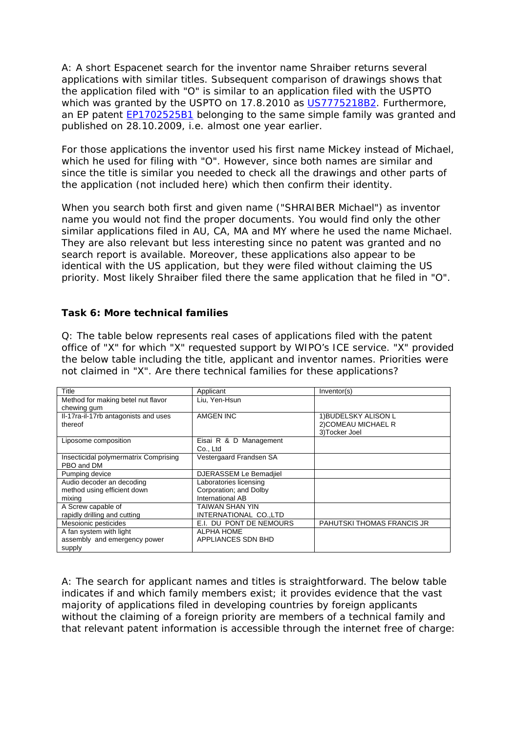A: A short Espacenet search for the inventor name Shraiber returns several applications with similar titles. Subsequent comparison of drawings shows that the application filed with "O" is similar to an application filed with the USPTO which was granted by the USPTO on 17.8.2010 as US7775218B2. Furthermore, an EP patent EP1702525B1 belonging to the same simple family was granted and published on 28.10.2009, i.e. almost one year earlier.

For those applications the inventor used his first name Mickey instead of Michael, which he used for filing with "O". However, since both names are similar and since the title is similar you needed to check all the drawings and other parts of the application (not included here) which then confirm their identity.

When you search both first and given name ("SHRAIBER Michael") as inventor name you would not find the proper documents. You would find only the other similar applications filed in AU, CA, MA and MY where he used the name Michael. They are also relevant but less interesting since no patent was granted and no search report is available. Moreover, these applications also appear to be identical with the US application, but they were filed without claiming the US priority. Most likely Shraiber filed there the same application that he filed in "O".

### Task 6: More technical families

Q: The table below represents real cases of applications filed with the patent office of "X" for which "X" requested support by WIPO's ICE service. "X" provided the below table including the title, applicant and inventor names. Priorities were not claimed in "X". Are there technical families for these applications?

| Title | Applicant | Inventor(s) |
|---|---|---|
| Method for making betel nut flavor chewing gum | Liu, Yen-Hsun | |
| Il-17ra-il-17rb antagonists and uses thereof | AMGEN INC | 1)BUDELSKY ALISON L<br>2)COMEAU MICHAEL R<br>3)Tocker Joel |
| Liposome composition | Eisai R & D Management Co., Ltd | |
| Insecticidal polymermatrix Comprising PBO and DM | Vestergaard Frandsen SA | |
| Pumping device | DJERASSEM Le Bemadjiel | |
| Audio decoder an decoding method using efficient down mixing | Laboratories licensing Corporation; and Dolby International AB | |
| A Screw capable of rapidly drilling and cutting | TAIWAN SHAN YIN INTERNATIONAL CO.,LTD | |
| Mesoionic pesticides | E.I. DU PONT DE NEMOURS | PAHUTSKI THOMAS FRANCIS JR |
| A fan system with light assembly and emergency power supply | ALPHA HOME APPLIANCES SDN BHD | |

A: The search for applicant names and titles is straightforward. The below table indicates if and which family members exist; it provides evidence that the vast majority of applications filed in developing countries by foreign applicants without the claiming of a foreign priority are members of a technical family and that relevant patent information is accessible through the internet free of charge: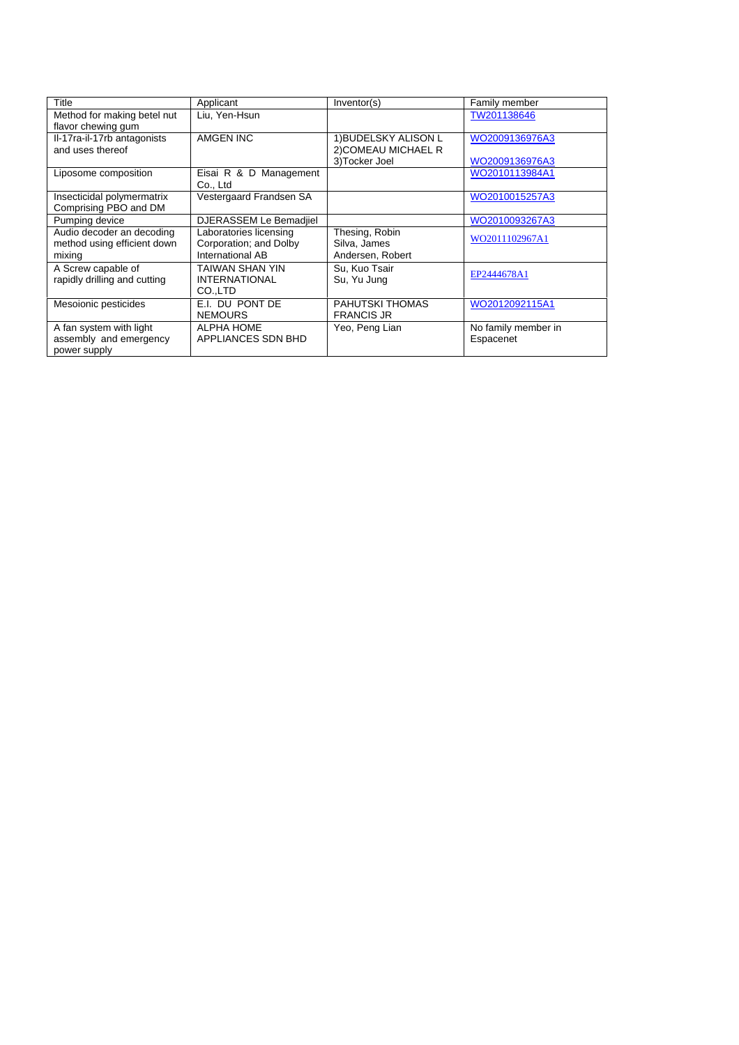| Title | Applicant | Inventor(s) | Family member |
|---|---|---|---|
| Method for making betel nut flavor chewing gum | Liu, Yen-Hsun | | TW201138646 |
| Il-17ra-il-17rb antagonists and uses thereof | AMGEN INC | 1)BUDELSKY ALISON L 2)COMEAU MICHAEL R 3)Tocker Joel | WO2009136976A3 WO2009136976A3 |
| Liposome composition | Eisai R & D Management Co., Ltd | | WO2010113984A1 |
| Insecticidal polymermatrix Comprising PBO and DM | Vestergaard Frandsen SA | | WO2010015257A3 |
| Pumping device | DJERASSEM Le Bemadjiel | | WO2010093267A3 |
| Audio decoder an decoding method using efficient down mixing | Laboratories licensing Corporation; and Dolby International AB | Thesing, Robin Silva, James Andersen, Robert | WO2011102967A1 |
| A Screw capable of rapidly drilling and cutting | TAIWAN SHAN YIN INTERNATIONAL CO.,LTD | Su, Kuo Tsair Su, Yu Jung | EP2444678A1 |
| Mesoionic pesticides | E.I. DU PONT DE NEMOURS | PAHUTSKI THOMAS FRANCIS JR | WO2012092115A1 |
| A fan system with light assembly and emergency power supply | ALPHA HOME APPLIANCES SDN BHD | Yeo, Peng Lian | No family member in Espacenet |